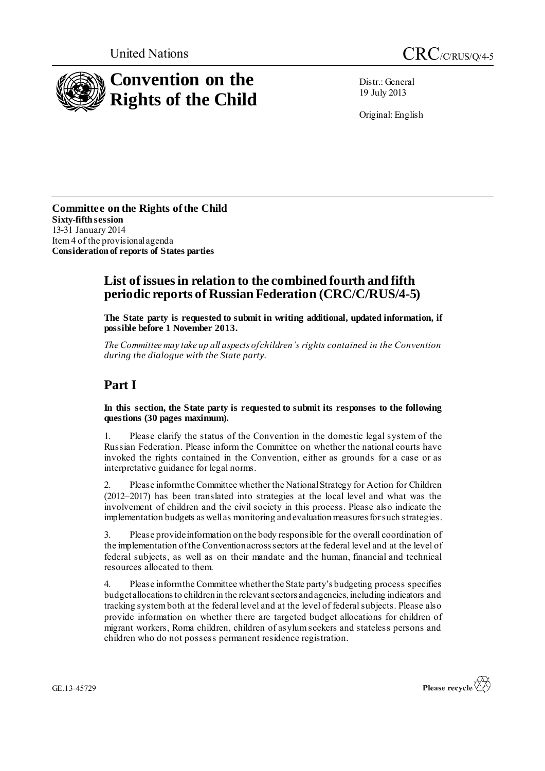United Nations

CRC/C/RUS/Q/4-5

# Convention on the Rights of the Child

Distr.: General
19 July 2013

Original: English

**Committee on the Rights of the Child**
**Sixty-fifth session**
13-31 January 2014
Item 4 of the provisional agenda
**Consideration of reports of States parties**

## List of issues in relation to the combined fourth and fifth periodic reports of Russian Federation (CRC/C/RUS/4-5)

**The State party is requested to submit in writing additional, updated information, if possible before 1 November 2013.**

*The Committee may take up all aspects of children's rights contained in the Convention during the dialogue with the State party.*

## Part I

**In this section, the State party is requested to submit its responses to the following questions (30 pages maximum).**

1. Please clarify the status of the Convention in the domestic legal system of the Russian Federation. Please inform the Committee on whether the national courts have invoked the rights contained in the Convention, either as grounds for a case or as interpretative guidance for legal norms.

2. Please inform the Committee whether the National Strategy for Action for Children (2012–2017) has been translated into strategies at the local level and what was the involvement of children and the civil society in this process. Please also indicate the implementation budgets as well as monitoring and evaluation measures for such strategies.

3. Please provide information on the body responsible for the overall coordination of the implementation of the Convention across sectors at the federal level and at the level of federal subjects, as well as on their mandate and the human, financial and technical resources allocated to them.

4. Please inform the Committee whether the State party's budgeting process specifies budget allocations to children in the relevant sectors and agencies, including indicators and tracking system both at the federal level and at the level of federal subjects. Please also provide information on whether there are targeted budget allocations for children of migrant workers, Roma children, children of asylum seekers and stateless persons and children who do not possess permanent residence registration.

GE.13-45729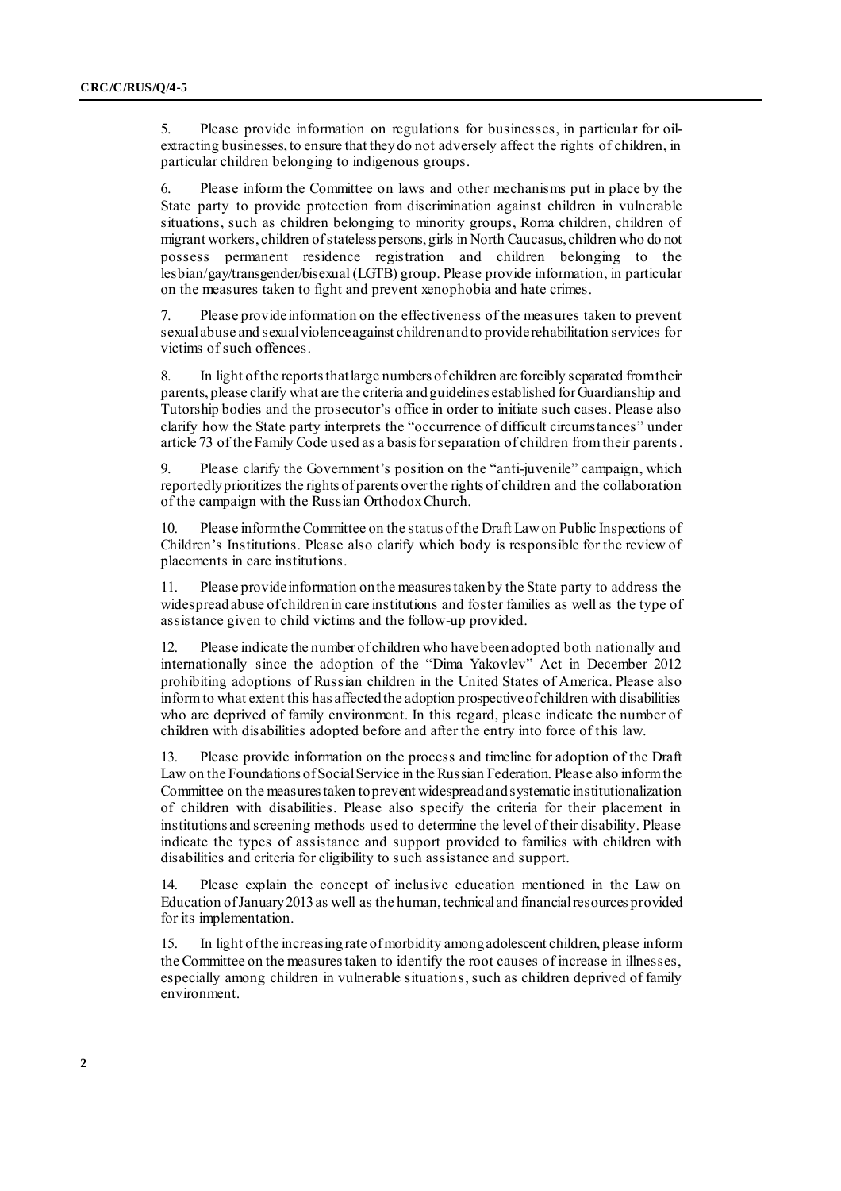5. Please provide information on regulations for businesses, in particular for oil-extracting businesses, to ensure that they do not adversely affect the rights of children, in particular children belonging to indigenous groups.

6. Please inform the Committee on laws and other mechanisms put in place by the State party to provide protection from discrimination against children in vulnerable situations, such as children belonging to minority groups, Roma children, children of migrant workers, children of stateless persons, girls in North Caucasus, children who do not possess permanent residence registration and children belonging to the lesbian/gay/transgender/bisexual (LGTB) group. Please provide information, in particular on the measures taken to fight and prevent xenophobia and hate crimes.

7. Please provide information on the effectiveness of the measures taken to prevent sexual abuse and sexual violence against children and to provide rehabilitation services for victims of such offences.

8. In light of the reports that large numbers of children are forcibly separated from their parents, please clarify what are the criteria and guidelines established for Guardianship and Tutorship bodies and the prosecutor's office in order to initiate such cases. Please also clarify how the State party interprets the "occurrence of difficult circumstances" under article 73 of the Family Code used as a basis for separation of children from their parents.

9. Please clarify the Government's position on the "anti-juvenile" campaign, which reportedly prioritizes the rights of parents over the rights of children and the collaboration of the campaign with the Russian Orthodox Church.

10. Please inform the Committee on the status of the Draft Law on Public Inspections of Children's Institutions. Please also clarify which body is responsible for the review of placements in care institutions.

11. Please provide information on the measures taken by the State party to address the widespread abuse of children in care institutions and foster families as well as the type of assistance given to child victims and the follow-up provided.

12. Please indicate the number of children who have been adopted both nationally and internationally since the adoption of the "Dima Yakovlev" Act in December 2012 prohibiting adoptions of Russian children in the United States of America. Please also inform to what extent this has affected the adoption prospective of children with disabilities who are deprived of family environment. In this regard, please indicate the number of children with disabilities adopted before and after the entry into force of this law.

13. Please provide information on the process and timeline for adoption of the Draft Law on the Foundations of Social Service in the Russian Federation. Please also inform the Committee on the measures taken to prevent widespread and systematic institutionalization of children with disabilities. Please also specify the criteria for their placement in institutions and screening methods used to determine the level of their disability. Please indicate the types of assistance and support provided to families with children with disabilities and criteria for eligibility to such assistance and support.

14. Please explain the concept of inclusive education mentioned in the Law on Education of January 2013 as well as the human, technical and financial resources provided for its implementation.

15. In light of the increasing rate of morbidity among adolescent children, please inform the Committee on the measures taken to identify the root causes of increase in illnesses, especially among children in vulnerable situations, such as children deprived of family environment.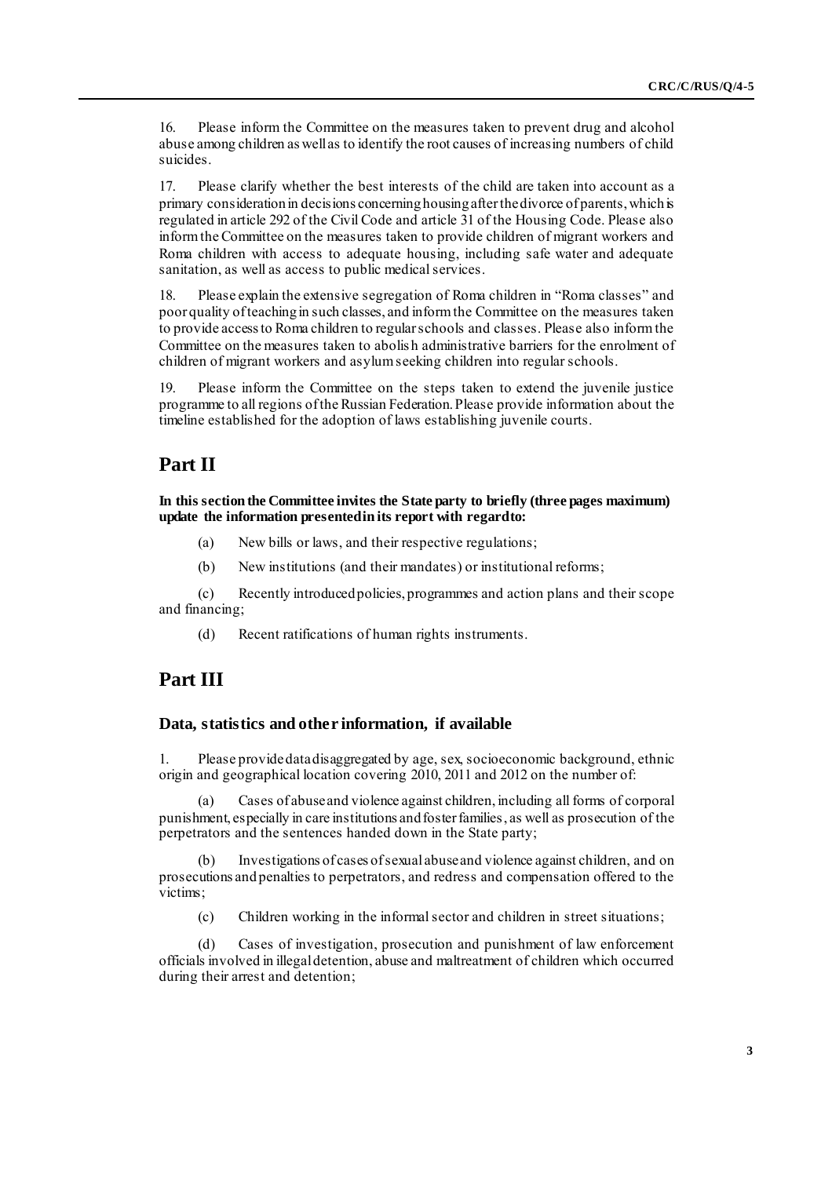16. Please inform the Committee on the measures taken to prevent drug and alcohol abuse among children as well as to identify the root causes of increasing numbers of child suicides.

17. Please clarify whether the best interests of the child are taken into account as a primary consideration in decisions concerning housing after the divorce of parents, which is regulated in article 292 of the Civil Code and article 31 of the Housing Code. Please also inform the Committee on the measures taken to provide children of migrant workers and Roma children with access to adequate housing, including safe water and adequate sanitation, as well as access to public medical services.

18. Please explain the extensive segregation of Roma children in "Roma classes" and poor quality of teaching in such classes, and inform the Committee on the measures taken to provide access to Roma children to regular schools and classes. Please also inform the Committee on the measures taken to abolish administrative barriers for the enrolment of children of migrant workers and asylum seeking children into regular schools.

19. Please inform the Committee on the steps taken to extend the juvenile justice programme to all regions of the Russian Federation. Please provide information about the timeline established for the adoption of laws establishing juvenile courts.

## Part II

**In this section the Committee invites the State party to briefly (three pages maximum) update the information presented in its report with regard to:**

(a) New bills or laws, and their respective regulations;

(b) New institutions (and their mandates) or institutional reforms;

(c) Recently introduced policies, programmes and action plans and their scope and financing;

(d) Recent ratifications of human rights instruments.

## Part III

### Data, statistics and other information, if available

1. Please provide data disaggregated by age, sex, socioeconomic background, ethnic origin and geographical location covering 2010, 2011 and 2012 on the number of:

(a) Cases of abuse and violence against children, including all forms of corporal punishment, especially in care institutions and foster families, as well as prosecution of the perpetrators and the sentences handed down in the State party;

(b) Investigations of cases of sexual abuse and violence against children, and on prosecutions and penalties to perpetrators, and redress and compensation offered to the victims;

(c) Children working in the informal sector and children in street situations;

(d) Cases of investigation, prosecution and punishment of law enforcement officials involved in illegal detention, abuse and maltreatment of children which occurred during their arrest and detention;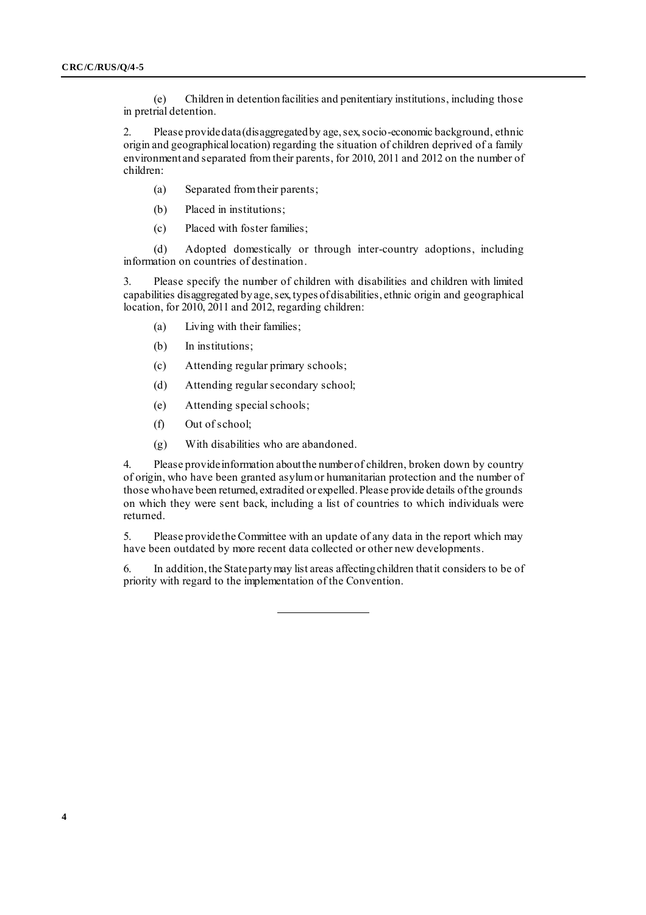(e) Children in detention facilities and penitentiary institutions, including those in pretrial detention.

2. Please provide data (disaggregated by age, sex, socio-economic background, ethnic origin and geographical location) regarding the situation of children deprived of a family environment and separated from their parents, for 2010, 2011 and 2012 on the number of children:

(a) Separated from their parents;

(b) Placed in institutions;

(c) Placed with foster families;

(d) Adopted domestically or through inter-country adoptions, including information on countries of destination.

3. Please specify the number of children with disabilities and children with limited capabilities disaggregated by age, sex, types of disabilities, ethnic origin and geographical location, for 2010, 2011 and 2012, regarding children:

(a) Living with their families;

(b) In institutions;

(c) Attending regular primary schools;

(d) Attending regular secondary school;

(e) Attending special schools;

(f) Out of school;

(g) With disabilities who are abandoned.

4. Please provide information about the number of children, broken down by country of origin, who have been granted asylum or humanitarian protection and the number of those who have been returned, extradited or expelled. Please provide details of the grounds on which they were sent back, including a list of countries to which individuals were returned.

5. Please provide the Committee with an update of any data in the report which may have been outdated by more recent data collected or other new developments.

6. In addition, the State party may list areas affecting children that it considers to be of priority with regard to the implementation of the Convention.